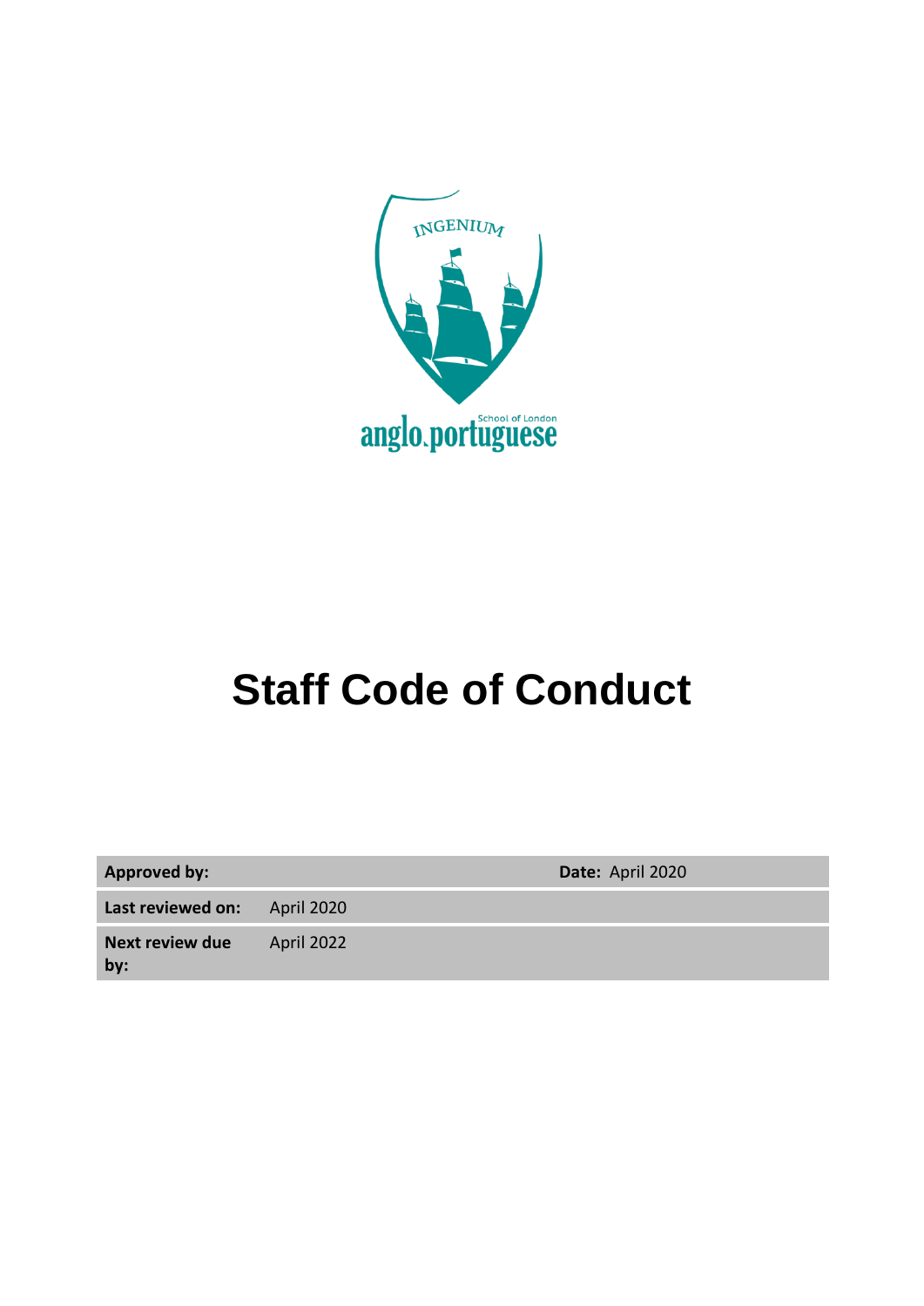INGENIUM

anglo.portuguese School of London

# Staff Code of Conduct

| **Approved by:** | | **Date:** April 2020 |
| --- | --- | --- |
| **Last reviewed on:** | April 2020 | |
| **Next review due by:** | April 2022 | |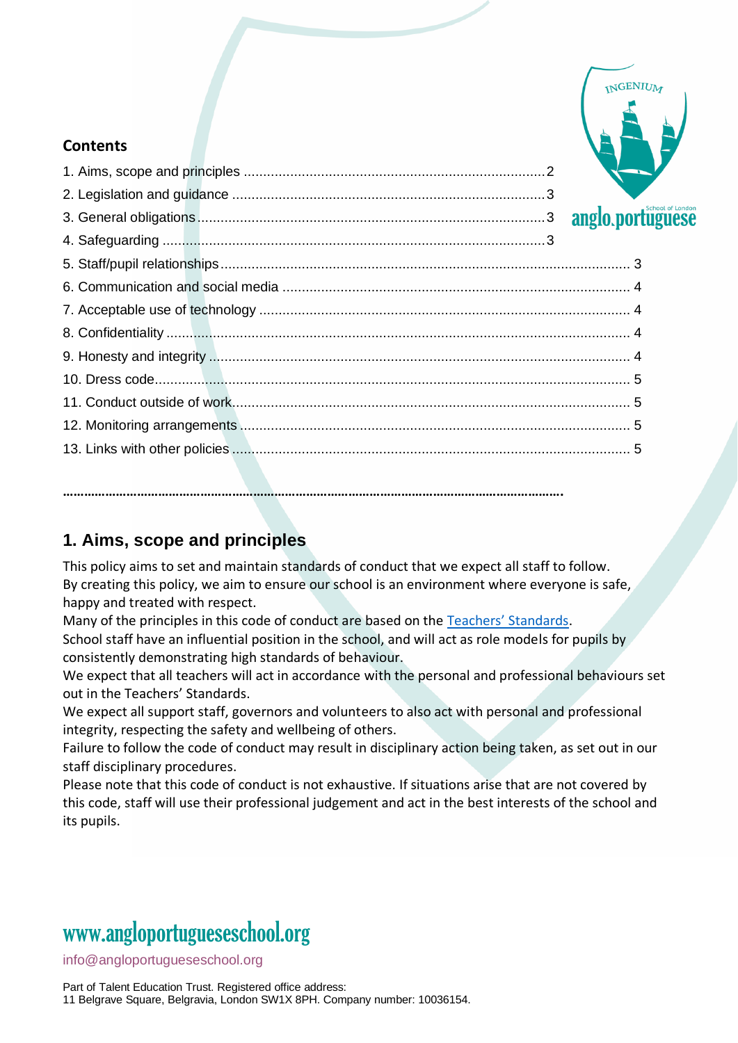**Contents**

1. Aims, scope and principles ........................................ 2
2. Legislation and guidance ........................................ 3
3. General obligations ........................................ 3
4. Safeguarding ........................................ 3
5. Staff/pupil relationships ........................................ 3
6. Communication and social media ........................................ 4
7. Acceptable use of technology ........................................ 4
8. Confidentiality ........................................ 4
9. Honesty and integrity ........................................ 4
10. Dress code ........................................ 5
11. Conduct outside of work ........................................ 5
12. Monitoring arrangements ........................................ 5
13. Links with other policies ........................................ 5

………………………………………………………………………………………………………………………….

## 1. Aims, scope and principles

This policy aims to set and maintain standards of conduct that we expect all staff to follow.
By creating this policy, we aim to ensure our school is an environment where everyone is safe, happy and treated with respect.
Many of the principles in this code of conduct are based on the [Teachers' Standards](Teachers' Standards).
School staff have an influential position in the school, and will act as role models for pupils by consistently demonstrating high standards of behaviour.
We expect that all teachers will act in accordance with the personal and professional behaviours set out in the Teachers' Standards.
We expect all support staff, governors and volunteers to also act with personal and professional integrity, respecting the safety and wellbeing of others.
Failure to follow the code of conduct may result in disciplinary action being taken, as set out in our staff disciplinary procedures.
Please note that this code of conduct is not exhaustive. If situations arise that are not covered by this code, staff will use their professional judgement and act in the best interests of the school and its pupils.

www.angloportugueseschool.org

info@angloportugueseschool.org

Part of Talent Education Trust. Registered office address:
11 Belgrave Square, Belgravia, London SW1X 8PH. Company number: 10036154.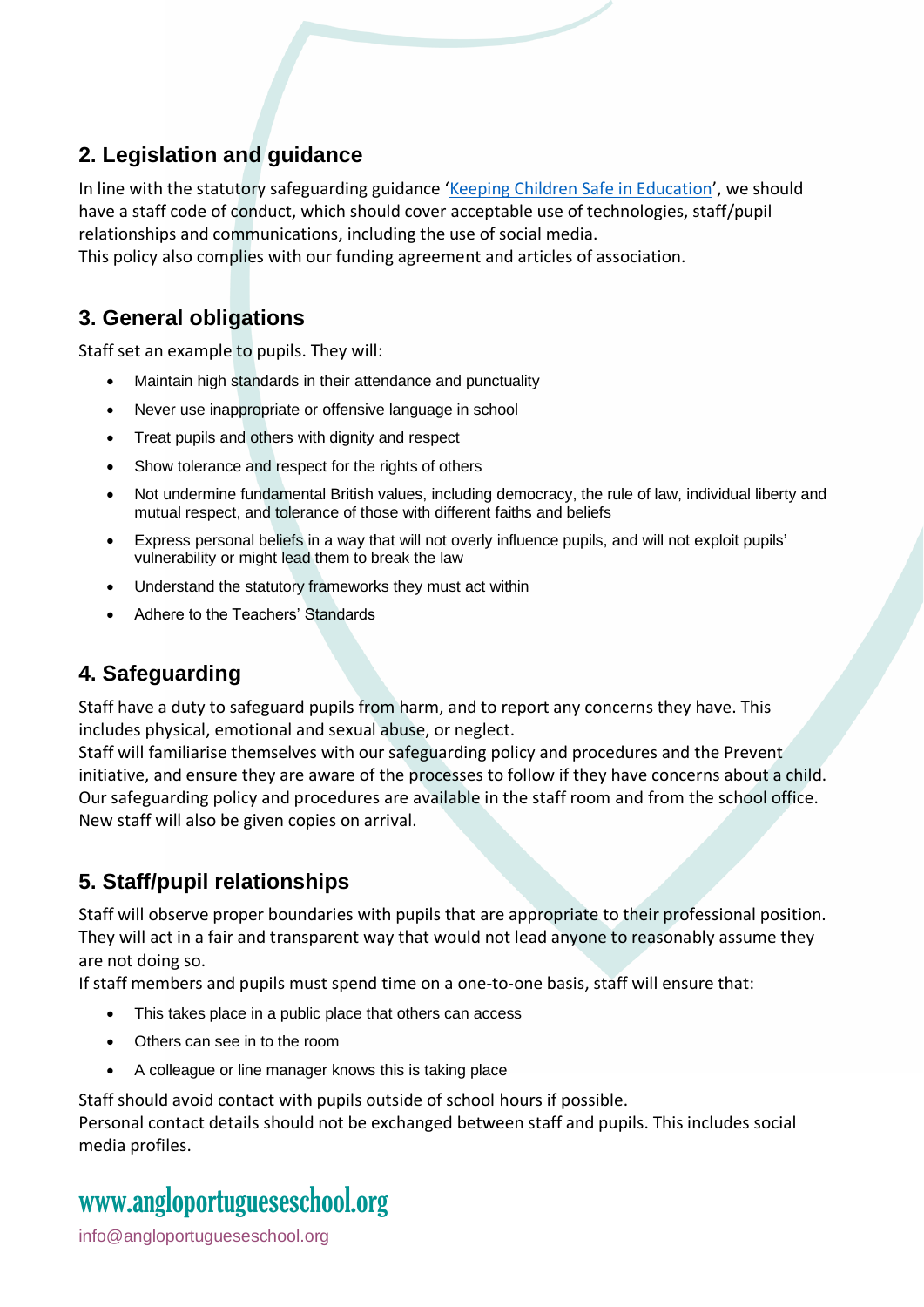## 2. Legislation and guidance

In line with the statutory safeguarding guidance 'Keeping Children Safe in Education', we should have a staff code of conduct, which should cover acceptable use of technologies, staff/pupil relationships and communications, including the use of social media.
This policy also complies with our funding agreement and articles of association.

## 3. General obligations

Staff set an example to pupils. They will:

- Maintain high standards in their attendance and punctuality
- Never use inappropriate or offensive language in school
- Treat pupils and others with dignity and respect
- Show tolerance and respect for the rights of others
- Not undermine fundamental British values, including democracy, the rule of law, individual liberty and mutual respect, and tolerance of those with different faiths and beliefs
- Express personal beliefs in a way that will not overly influence pupils, and will not exploit pupils' vulnerability or might lead them to break the law
- Understand the statutory frameworks they must act within
- Adhere to the Teachers' Standards

## 4. Safeguarding

Staff have a duty to safeguard pupils from harm, and to report any concerns they have. This includes physical, emotional and sexual abuse, or neglect.
Staff will familiarise themselves with our safeguarding policy and procedures and the Prevent initiative, and ensure they are aware of the processes to follow if they have concerns about a child. Our safeguarding policy and procedures are available in the staff room and from the school office. New staff will also be given copies on arrival.

## 5. Staff/pupil relationships

Staff will observe proper boundaries with pupils that are appropriate to their professional position. They will act in a fair and transparent way that would not lead anyone to reasonably assume they are not doing so.
If staff members and pupils must spend time on a one-to-one basis, staff will ensure that:

- This takes place in a public place that others can access
- Others can see in to the room
- A colleague or line manager knows this is taking place

Staff should avoid contact with pupils outside of school hours if possible.
Personal contact details should not be exchanged between staff and pupils. This includes social media profiles.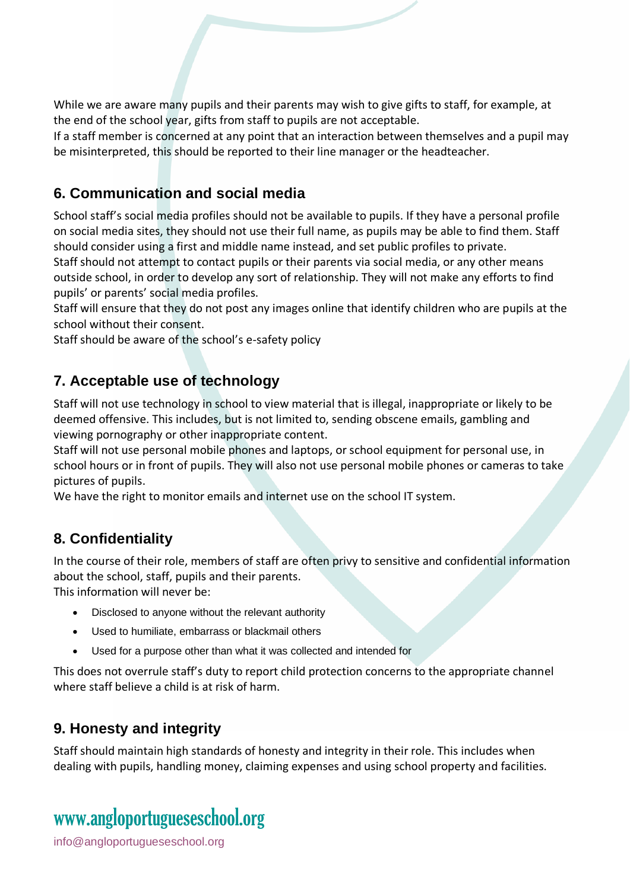While we are aware many pupils and their parents may wish to give gifts to staff, for example, at the end of the school year, gifts from staff to pupils are not acceptable.
If a staff member is concerned at any point that an interaction between themselves and a pupil may be misinterpreted, this should be reported to their line manager or the headteacher.

## 6. Communication and social media

School staff's social media profiles should not be available to pupils. If they have a personal profile on social media sites, they should not use their full name, as pupils may be able to find them. Staff should consider using a first and middle name instead, and set public profiles to private.
Staff should not attempt to contact pupils or their parents via social media, or any other means outside school, in order to develop any sort of relationship. They will not make any efforts to find pupils' or parents' social media profiles.
Staff will ensure that they do not post any images online that identify children who are pupils at the school without their consent.
Staff should be aware of the school's e-safety policy

## 7. Acceptable use of technology

Staff will not use technology in school to view material that is illegal, inappropriate or likely to be deemed offensive. This includes, but is not limited to, sending obscene emails, gambling and viewing pornography or other inappropriate content.
Staff will not use personal mobile phones and laptops, or school equipment for personal use, in school hours or in front of pupils. They will also not use personal mobile phones or cameras to take pictures of pupils.
We have the right to monitor emails and internet use on the school IT system.

## 8. Confidentiality

In the course of their role, members of staff are often privy to sensitive and confidential information about the school, staff, pupils and their parents.
This information will never be:

- Disclosed to anyone without the relevant authority
- Used to humiliate, embarrass or blackmail others
- Used for a purpose other than what it was collected and intended for

This does not overrule staff's duty to report child protection concerns to the appropriate channel where staff believe a child is at risk of harm.

## 9. Honesty and integrity

Staff should maintain high standards of honesty and integrity in their role. This includes when dealing with pupils, handling money, claiming expenses and using school property and facilities.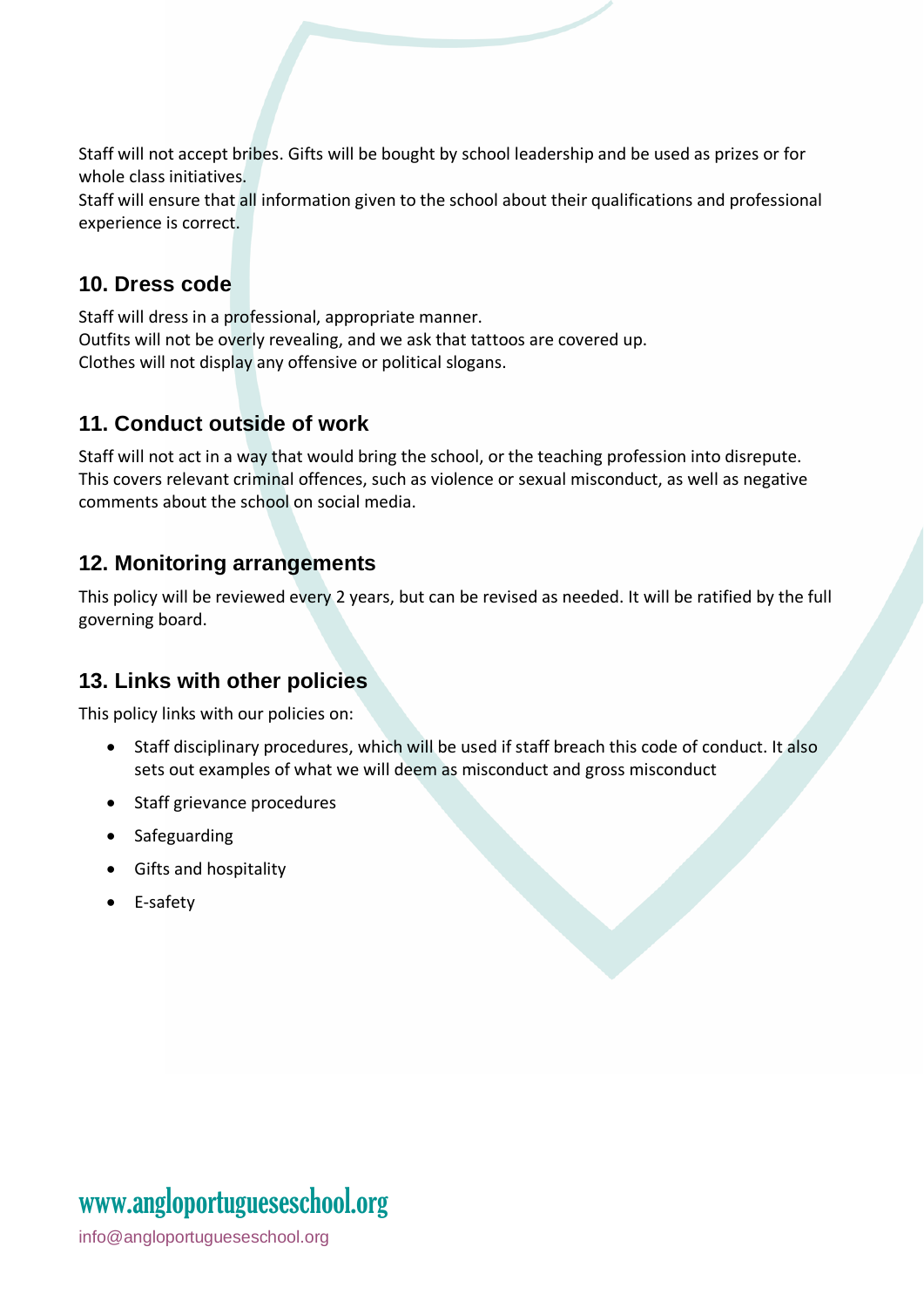Staff will not accept bribes. Gifts will be bought by school leadership and be used as prizes or for whole class initiatives.
Staff will ensure that all information given to the school about their qualifications and professional experience is correct.

## 10. Dress code

Staff will dress in a professional, appropriate manner.
Outfits will not be overly revealing, and we ask that tattoos are covered up.
Clothes will not display any offensive or political slogans.

## 11. Conduct outside of work

Staff will not act in a way that would bring the school, or the teaching profession into disrepute. This covers relevant criminal offences, such as violence or sexual misconduct, as well as negative comments about the school on social media.

## 12. Monitoring arrangements

This policy will be reviewed every 2 years, but can be revised as needed. It will be ratified by the full governing board.

## 13. Links with other policies

This policy links with our policies on:

- Staff disciplinary procedures, which will be used if staff breach this code of conduct. It also sets out examples of what we will deem as misconduct and gross misconduct
- Staff grievance procedures
- Safeguarding
- Gifts and hospitality
- E-safety

www.angloportugueseschool.org

info@angloportugueseschool.org